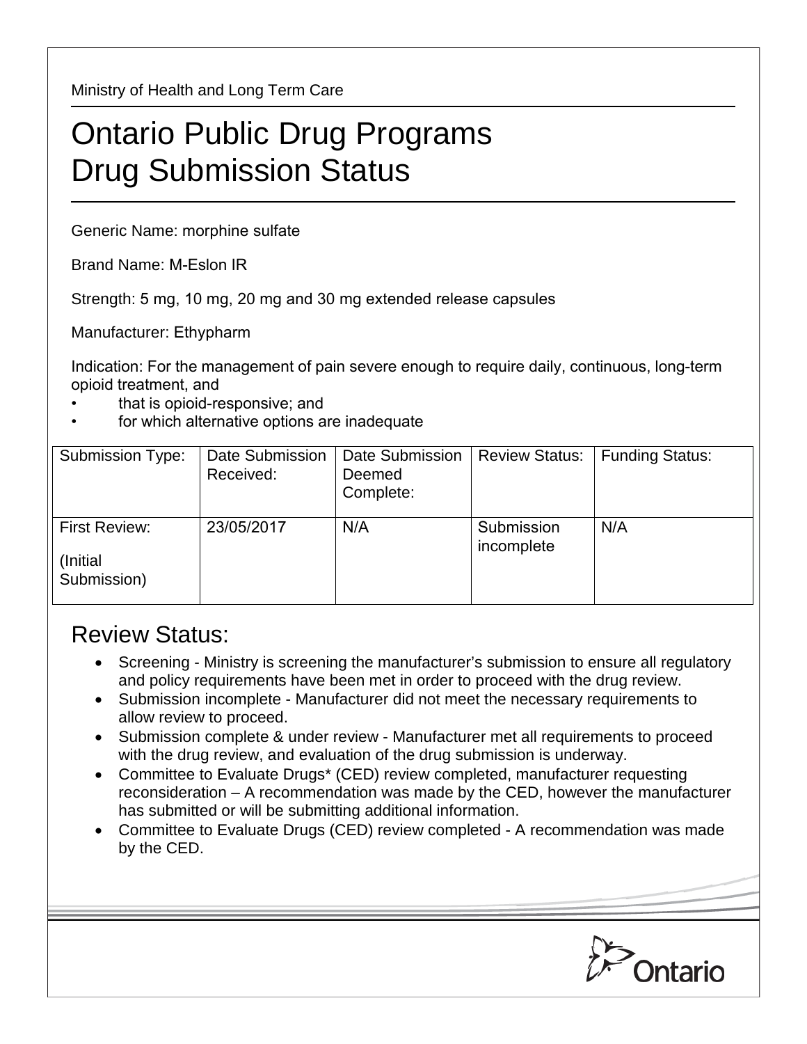Ministry of Health and Long Term Care

# Ontario Public Drug Programs
# Drug Submission Status

Generic Name: morphine sulfate

Brand Name: M-Eslon IR

Strength: 5 mg, 10 mg, 20 mg and 30 mg extended release capsules

Manufacturer: Ethypharm

Indication: For the management of pain severe enough to require daily, continuous, long-term opioid treatment, and

- that is opioid-responsive; and
- for which alternative options are inadequate

| Submission Type: | Date Submission Received: | Date Submission Deemed Complete: | Review Status: | Funding Status: |
|---|---|---|---|---|
| First Review: (Initial Submission) | 23/05/2017 | N/A | Submission incomplete | N/A |

## Review Status:

- Screening - Ministry is screening the manufacturer's submission to ensure all regulatory and policy requirements have been met in order to proceed with the drug review.
- Submission incomplete - Manufacturer did not meet the necessary requirements to allow review to proceed.
- Submission complete & under review - Manufacturer met all requirements to proceed with the drug review, and evaluation of the drug submission is underway.
- Committee to Evaluate Drugs* (CED) review completed, manufacturer requesting reconsideration – A recommendation was made by the CED, however the manufacturer has submitted or will be submitting additional information.
- Committee to Evaluate Drugs (CED) review completed - A recommendation was made by the CED.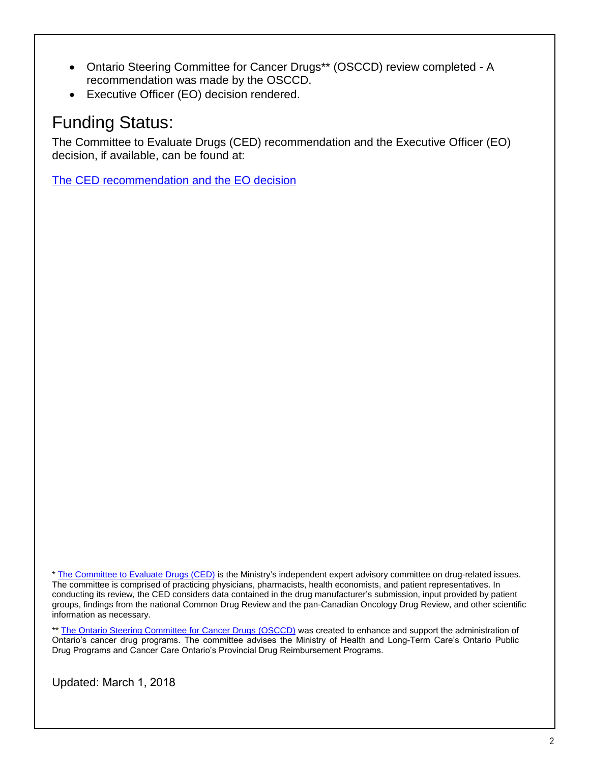- Ontario Steering Committee for Cancer Drugs** (OSCCD) review completed - A recommendation was made by the OSCCD.
- Executive Officer (EO) decision rendered.

## Funding Status:

The Committee to Evaluate Drugs (CED) recommendation and the Executive Officer (EO) decision, if available, can be found at:

The CED recommendation and the EO decision

* The Committee to Evaluate Drugs (CED) is the Ministry's independent expert advisory committee on drug-related issues. The committee is comprised of practicing physicians, pharmacists, health economists, and patient representatives. In conducting its review, the CED considers data contained in the drug manufacturer's submission, input provided by patient groups, findings from the national Common Drug Review and the pan-Canadian Oncology Drug Review, and other scientific information as necessary.

** The Ontario Steering Committee for Cancer Drugs (OSCCD) was created to enhance and support the administration of Ontario's cancer drug programs. The committee advises the Ministry of Health and Long-Term Care's Ontario Public Drug Programs and Cancer Care Ontario's Provincial Drug Reimbursement Programs.

Updated: March 1, 2018